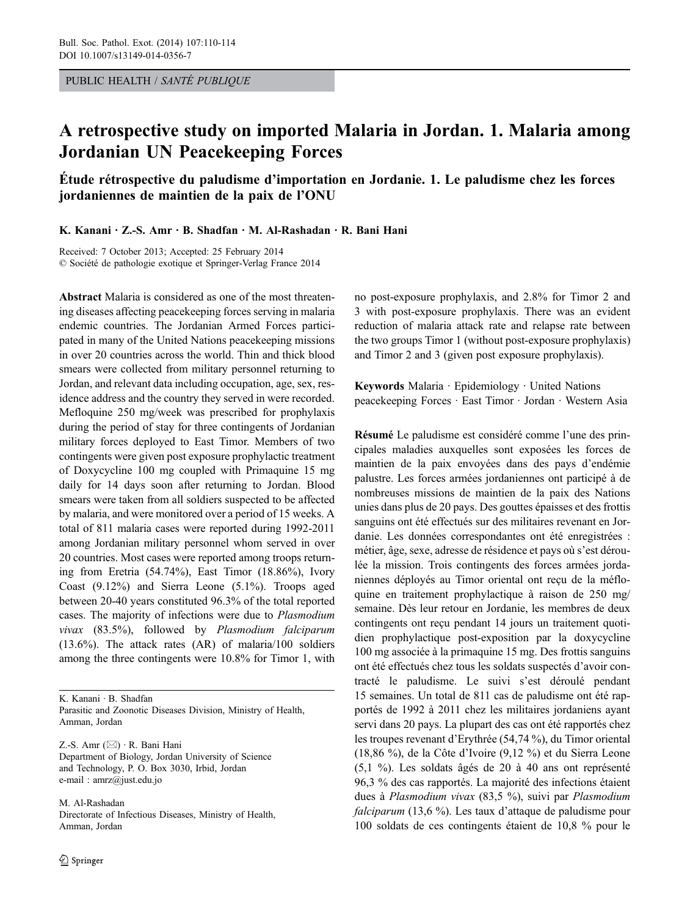PUBLIC HEALTH / *SANTÉ PUBLIQUE*

# A retrospective study on imported Malaria in Jordan. 1. Malaria among Jordanian UN Peacekeeping Forces

## Étude rétrospective du paludisme d'importation en Jordanie. 1. Le paludisme chez les forces jordaniennes de maintien de la paix de l'ONU

**K. Kanani · Z.-S. Amr · B. Shadfan · M. Al-Rashadan · R. Bani Hani**

Received: 7 October 2013; Accepted: 25 February 2014
© Société de pathologie exotique et Springer-Verlag France 2014

**Abstract** Malaria is considered as one of the most threatening diseases affecting peacekeeping forces serving in malaria endemic countries. The Jordanian Armed Forces participated in many of the United Nations peacekeeping missions in over 20 countries across the world. Thin and thick blood smears were collected from military personnel returning to Jordan, and relevant data including occupation, age, sex, residence address and the country they served in were recorded. Mefloquine 250 mg/week was prescribed for prophylaxis during the period of stay for three contingents of Jordanian military forces deployed to East Timor. Members of two contingents were given post exposure prophylactic treatment of Doxycycline 100 mg coupled with Primaquine 15 mg daily for 14 days soon after returning to Jordan. Blood smears were taken from all soldiers suspected to be affected by malaria, and were monitored over a period of 15 weeks. A total of 811 malaria cases were reported during 1992-2011 among Jordanian military personnel whom served in over 20 countries. Most cases were reported among troops returning from Eretria (54.74%), East Timor (18.86%), Ivory Coast (9.12%) and Sierra Leone (5.1%). Troops aged between 20-40 years constituted 96.3% of the total reported cases. The majority of infections were due to *Plasmodium vivax* (83.5%), followed by *Plasmodium falciparum* (13.6%). The attack rates (AR) of malaria/100 soldiers among the three contingents were 10.8% for Timor 1, with no post-exposure prophylaxis, and 2.8% for Timor 2 and 3 with post-exposure prophylaxis. There was an evident reduction of malaria attack rate and relapse rate between the two groups Timor 1 (without post-exposure prophylaxis) and Timor 2 and 3 (given post exposure prophylaxis).

**Keywords** Malaria · Epidemiology · United Nations peacekeeping Forces · East Timor · Jordan · Western Asia

**Résumé** Le paludisme est considéré comme l'une des principales maladies auxquelles sont exposées les forces de maintien de la paix envoyées dans des pays d'endémie palustre. Les forces armées jordaniennes ont participé à de nombreuses missions de maintien de la paix des Nations unies dans plus de 20 pays. Des gouttes épaisses et des frottis sanguins ont été effectués sur des militaires revenant en Jordanie. Les données correspondantes ont été enregistrées : métier, âge, sexe, adresse de résidence et pays où s'est déroulée la mission. Trois contingents des forces armées jordaniennes déployés au Timor oriental ont reçu de la méfloquine en traitement prophylactique à raison de 250 mg/semaine. Dès leur retour en Jordanie, les membres de deux contingents ont reçu pendant 14 jours un traitement quotidien prophylactique post-exposition par la doxycycline 100 mg associée à la primaquine 15 mg. Des frottis sanguins ont été effectués chez tous les soldats suspectés d'avoir contracté le paludisme. Le suivi s'est déroulé pendant 15 semaines. Un total de 811 cas de paludisme ont été rapportés de 1992 à 2011 chez les militaires jordaniens ayant servi dans 20 pays. La plupart des cas ont été rapportés chez les troupes revenant d'Erythrée (54,74 %), du Timor oriental (18,86 %), de la Côte d'Ivoire (9,12 %) et du Sierra Leone (5,1 %). Les soldats âgés de 20 à 40 ans ont représenté 96,3 % des cas rapportés. La majorité des infections étaient dues à *Plasmodium vivax* (83,5 %), suivi par *Plasmodium falciparum* (13,6 %). Les taux d'attaque de paludisme pour 100 soldats de ces contingents étaient de 10,8 % pour le

---

K. Kanani · B. Shadfan
Parasitic and Zoonotic Diseases Division, Ministry of Health, Amman, Jordan

Z.-S. Amr (✉) · R. Bani Hani
Department of Biology, Jordan University of Science and Technology, P. O. Box 3030, Irbid, Jordan
e-mail : amrz@just.edu.jo

M. Al-Rashadan
Directorate of Infectious Diseases, Ministry of Health, Amman, Jordan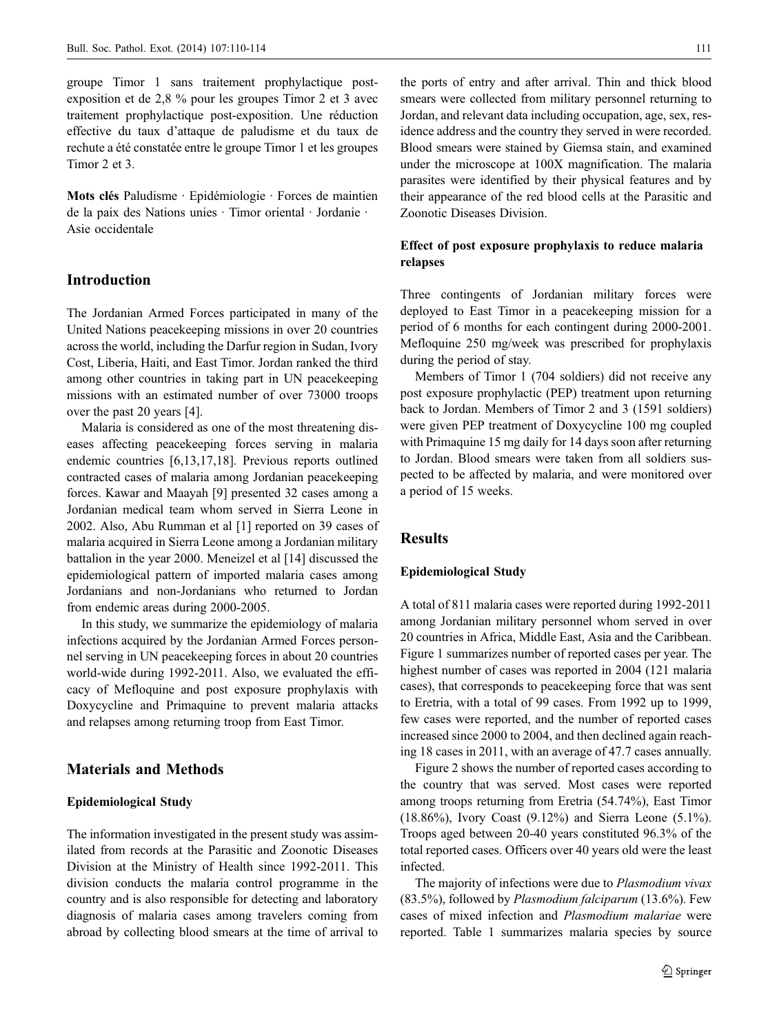groupe Timor 1 sans traitement prophylactique post-exposition et de 2,8 % pour les groupes Timor 2 et 3 avec traitement prophylactique post-exposition. Une réduction effective du taux d'attaque de paludisme et du taux de rechute a été constatée entre le groupe Timor 1 et les groupes Timor 2 et 3.

**Mots clés** Paludisme · Epidémiologie · Forces de maintien de la paix des Nations unies · Timor oriental · Jordanie · Asie occidentale

## Introduction

The Jordanian Armed Forces participated in many of the United Nations peacekeeping missions in over 20 countries across the world, including the Darfur region in Sudan, Ivory Cost, Liberia, Haiti, and East Timor. Jordan ranked the third among other countries in taking part in UN peacekeeping missions with an estimated number of over 73000 troops over the past 20 years [4].

Malaria is considered as one of the most threatening diseases affecting peacekeeping forces serving in malaria endemic countries [6,13,17,18]. Previous reports outlined contracted cases of malaria among Jordanian peacekeeping forces. Kawar and Maayah [9] presented 32 cases among a Jordanian medical team whom served in Sierra Leone in 2002. Also, Abu Rumman et al [1] reported on 39 cases of malaria acquired in Sierra Leone among a Jordanian military battalion in the year 2000. Meneizel et al [14] discussed the epidemiological pattern of imported malaria cases among Jordanians and non-Jordanians who returned to Jordan from endemic areas during 2000-2005.

In this study, we summarize the epidemiology of malaria infections acquired by the Jordanian Armed Forces personnel serving in UN peacekeeping forces in about 20 countries world-wide during 1992-2011. Also, we evaluated the efficacy of Mefloquine and post exposure prophylaxis with Doxycycline and Primaquine to prevent malaria attacks and relapses among returning troop from East Timor.

## Materials and Methods

### Epidemiological Study

The information investigated in the present study was assimilated from records at the Parasitic and Zoonotic Diseases Division at the Ministry of Health since 1992-2011. This division conducts the malaria control programme in the country and is also responsible for detecting and laboratory diagnosis of malaria cases among travelers coming from abroad by collecting blood smears at the time of arrival to the ports of entry and after arrival. Thin and thick blood smears were collected from military personnel returning to Jordan, and relevant data including occupation, age, sex, residence address and the country they served in were recorded. Blood smears were stained by Giemsa stain, and examined under the microscope at 100X magnification. The malaria parasites were identified by their physical features and by their appearance of the red blood cells at the Parasitic and Zoonotic Diseases Division.

### Effect of post exposure prophylaxis to reduce malaria relapses

Three contingents of Jordanian military forces were deployed to East Timor in a peacekeeping mission for a period of 6 months for each contingent during 2000-2001. Mefloquine 250 mg/week was prescribed for prophylaxis during the period of stay.

Members of Timor 1 (704 soldiers) did not receive any post exposure prophylactic (PEP) treatment upon returning back to Jordan. Members of Timor 2 and 3 (1591 soldiers) were given PEP treatment of Doxycycline 100 mg coupled with Primaquine 15 mg daily for 14 days soon after returning to Jordan. Blood smears were taken from all soldiers suspected to be affected by malaria, and were monitored over a period of 15 weeks.

## Results

### Epidemiological Study

A total of 811 malaria cases were reported during 1992-2011 among Jordanian military personnel whom served in over 20 countries in Africa, Middle East, Asia and the Caribbean. Figure 1 summarizes number of reported cases per year. The highest number of cases was reported in 2004 (121 malaria cases), that corresponds to peacekeeping force that was sent to Eretria, with a total of 99 cases. From 1992 up to 1999, few cases were reported, and the number of reported cases increased since 2000 to 2004, and then declined again reaching 18 cases in 2011, with an average of 47.7 cases annually.

Figure 2 shows the number of reported cases according to the country that was served. Most cases were reported among troops returning from Eretria (54.74%), East Timor (18.86%), Ivory Coast (9.12%) and Sierra Leone (5.1%). Troops aged between 20-40 years constituted 96.3% of the total reported cases. Officers over 40 years old were the least infected.

The majority of infections were due to *Plasmodium vivax* (83.5%), followed by *Plasmodium falciparum* (13.6%). Few cases of mixed infection and *Plasmodium malariae* were reported. Table 1 summarizes malaria species by source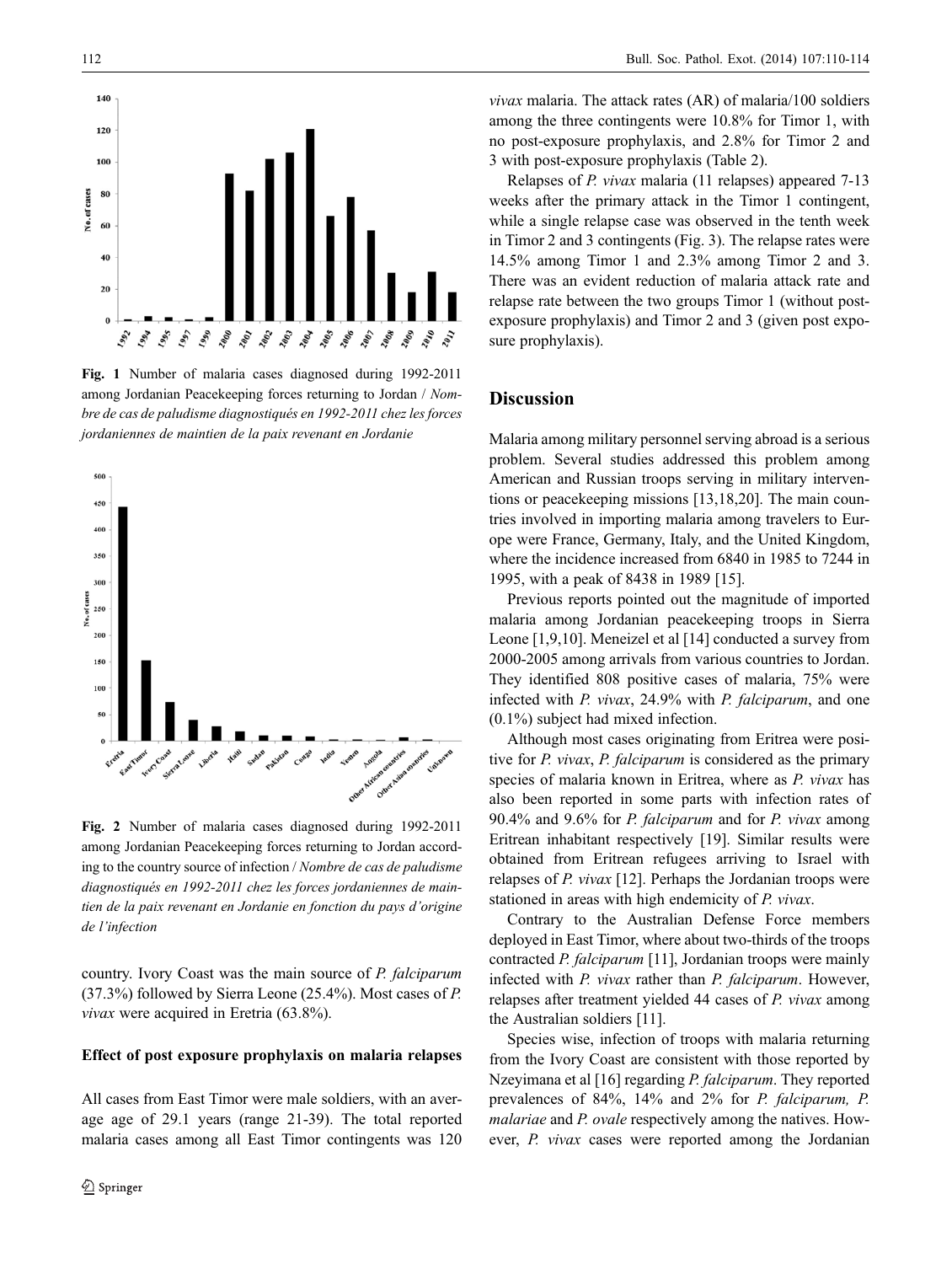Fig. 1 Number of malaria cases diagnosed during 1992-2011 among Jordanian Peacekeeping forces returning to Jordan / *Nombre de cas de paludisme diagnostiqués en 1992-2011 chez les forces jordaniennes de maintien de la paix revenant en Jordanie*

Fig. 2 Number of malaria cases diagnosed during 1992-2011 among Jordanian Peacekeeping forces returning to Jordan according to the country source of infection / *Nombre de cas de paludisme diagnostiqués en 1992-2011 chez les forces jordaniennes de maintien de la paix revenant en Jordanie en fonction du pays d'origine de l'infection*

country. Ivory Coast was the main source of *P. falciparum* (37.3%) followed by Sierra Leone (25.4%). Most cases of *P. vivax* were acquired in Eretria (63.8%).

#### Effect of post exposure prophylaxis on malaria relapses

All cases from East Timor were male soldiers, with an average age of 29.1 years (range 21-39). The total reported malaria cases among all East Timor contingents was 120 *vivax* malaria. The attack rates (AR) of malaria/100 soldiers among the three contingents were 10.8% for Timor 1, with no post-exposure prophylaxis, and 2.8% for Timor 2 and 3 with post-exposure prophylaxis (Table 2).

Relapses of *P. vivax* malaria (11 relapses) appeared 7-13 weeks after the primary attack in the Timor 1 contingent, while a single relapse case was observed in the tenth week in Timor 2 and 3 contingents (Fig. 3). The relapse rates were 14.5% among Timor 1 and 2.3% among Timor 2 and 3. There was an evident reduction of malaria attack rate and relapse rate between the two groups Timor 1 (without post-exposure prophylaxis) and Timor 2 and 3 (given post exposure prophylaxis).

## Discussion

Malaria among military personnel serving abroad is a serious problem. Several studies addressed this problem among American and Russian troops serving in military interventions or peacekeeping missions [13,18,20]. The main countries involved in importing malaria among travelers to Europe were France, Germany, Italy, and the United Kingdom, where the incidence increased from 6840 in 1985 to 7244 in 1995, with a peak of 8438 in 1989 [15].

Previous reports pointed out the magnitude of imported malaria among Jordanian peacekeeping troops in Sierra Leone [1,9,10]. Meneizel et al [14] conducted a survey from 2000-2005 among arrivals from various countries to Jordan. They identified 808 positive cases of malaria, 75% were infected with *P. vivax*, 24.9% with *P. falciparum*, and one (0.1%) subject had mixed infection.

Although most cases originating from Eritrea were positive for *P. vivax*, *P. falciparum* is considered as the primary species of malaria known in Eritrea, where as *P. vivax* has also been reported in some parts with infection rates of 90.4% and 9.6% for *P. falciparum* and for *P. vivax* among Eritrean inhabitant respectively [19]. Similar results were obtained from Eritrean refugees arriving to Israel with relapses of *P. vivax* [12]. Perhaps the Jordanian troops were stationed in areas with high endemicity of *P. vivax*.

Contrary to the Australian Defense Force members deployed in East Timor, where about two-thirds of the troops contracted *P. falciparum* [11], Jordanian troops were mainly infected with *P. vivax* rather than *P. falciparum*. However, relapses after treatment yielded 44 cases of *P. vivax* among the Australian soldiers [11].

Species wise, infection of troops with malaria returning from the Ivory Coast are consistent with those reported by Nzeyimana et al [16] regarding *P. falciparum*. They reported prevalences of 84%, 14% and 2% for *P. falciparum, P. malariae* and *P. ovale* respectively among the natives. However, *P. vivax* cases were reported among the Jordanian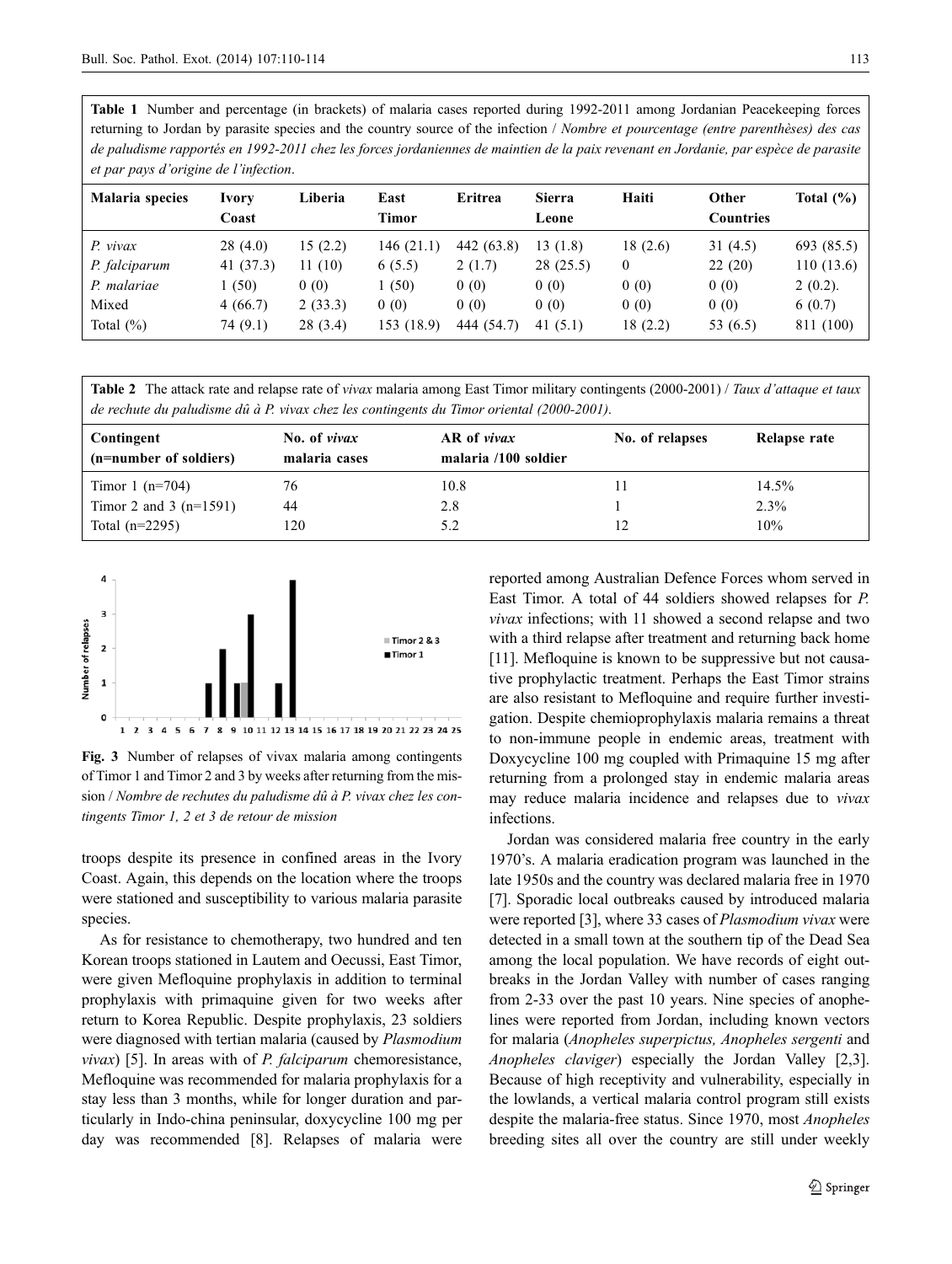**Table 1** Number and percentage (in brackets) of malaria cases reported during 1992-2011 among Jordanian Peacekeeping forces returning to Jordan by parasite species and the country source of the infection / *Nombre et pourcentage (entre parenthèses) des cas de paludisme rapportés en 1992-2011 chez les forces jordaniennes de maintien de la paix revenant en Jordanie, par espèce de parasite et par pays d'origine de l'infection*.

| Malaria species | Ivory Coast | Liberia | East Timor | Eritrea | Sierra Leone | Haiti | Other Countries | Total (%) |
|---|---|---|---|---|---|---|---|---|
| *P. vivax* | 28 (4.0) | 15 (2.2) | 146 (21.1) | 442 (63.8) | 13 (1.8) | 18 (2.6) | 31 (4.5) | 693 (85.5) |
| *P. falciparum* | 41 (37.3) | 11 (10) | 6 (5.5) | 2 (1.7) | 28 (25.5) | 0 | 22 (20) | 110 (13.6) |
| *P. malariae* | 1 (50) | 0 (0) | 1 (50) | 0 (0) | 0 (0) | 0 (0) | 0 (0) | 2 (0.2). |
| Mixed | 4 (66.7) | 2 (33.3) | 0 (0) | 0 (0) | 0 (0) | 0 (0) | 0 (0) | 6 (0.7) |
| Total (%) | 74 (9.1) | 28 (3.4) | 153 (18.9) | 444 (54.7) | 41 (5.1) | 18 (2.2) | 53 (6.5) | 811 (100) |

**Table 2** The attack rate and relapse rate of *vivax* malaria among East Timor military contingents (2000-2001) / *Taux d'attaque et taux de rechute du paludisme dû à P. vivax chez les contingents du Timor oriental (2000-2001).*

| Contingent (n=number of soldiers) | No. of *vivax* malaria cases | AR of *vivax* malaria /100 soldier | No. of relapses | Relapse rate |
|---|---|---|---|---|
| Timor 1 (n=704) | 76 | 10.8 | 11 | 14.5% |
| Timor 2 and 3 (n=1591) | 44 | 2.8 | 1 | 2.3% |
| Total (n=2295) | 120 | 5.2 | 12 | 10% |

**Fig. 3** Number of relapses of vivax malaria among contingents of Timor 1 and Timor 2 and 3 by weeks after returning from the mission / *Nombre de rechutes du paludisme dû à P. vivax chez les contingents Timor 1, 2 et 3 de retour de mission*

troops despite its presence in confined areas in the Ivory Coast. Again, this depends on the location where the troops were stationed and susceptibility to various malaria parasite species.

As for resistance to chemotherapy, two hundred and ten Korean troops stationed in Lautem and Oecussi, East Timor, were given Mefloquine prophylaxis in addition to terminal prophylaxis with primaquine given for two weeks after return to Korea Republic. Despite prophylaxis, 23 soldiers were diagnosed with tertian malaria (caused by *Plasmodium vivax*) [5]. In areas with of *P. falciparum* chemoresistance, Mefloquine was recommended for malaria prophylaxis for a stay less than 3 months, while for longer duration and particularly in Indo-china peninsular, doxycycline 100 mg per day was recommended [8]. Relapses of malaria were reported among Australian Defence Forces whom served in East Timor. A total of 44 soldiers showed relapses for *P. vivax* infections; with 11 showed a second relapse and two with a third relapse after treatment and returning back home [11]. Mefloquine is known to be suppressive but not causative prophylactic treatment. Perhaps the East Timor strains are also resistant to Mefloquine and require further investigation. Despite chemioprophylaxis malaria remains a threat to non-immune people in endemic areas, treatment with Doxycycline 100 mg coupled with Primaquine 15 mg after returning from a prolonged stay in endemic malaria areas may reduce malaria incidence and relapses due to *vivax* infections.

Jordan was considered malaria free country in the early 1970's. A malaria eradication program was launched in the late 1950s and the country was declared malaria free in 1970 [7]. Sporadic local outbreaks caused by introduced malaria were reported [3], where 33 cases of *Plasmodium vivax* were detected in a small town at the southern tip of the Dead Sea among the local population. We have records of eight outbreaks in the Jordan Valley with number of cases ranging from 2-33 over the past 10 years. Nine species of anophelines were reported from Jordan, including known vectors for malaria (*Anopheles superpictus, Anopheles sergenti* and *Anopheles claviger*) especially the Jordan Valley [2,3]. Because of high receptivity and vulnerability, especially in the lowlands, a vertical malaria control program still exists despite the malaria-free status. Since 1970, most *Anopheles* breeding sites all over the country are still under weekly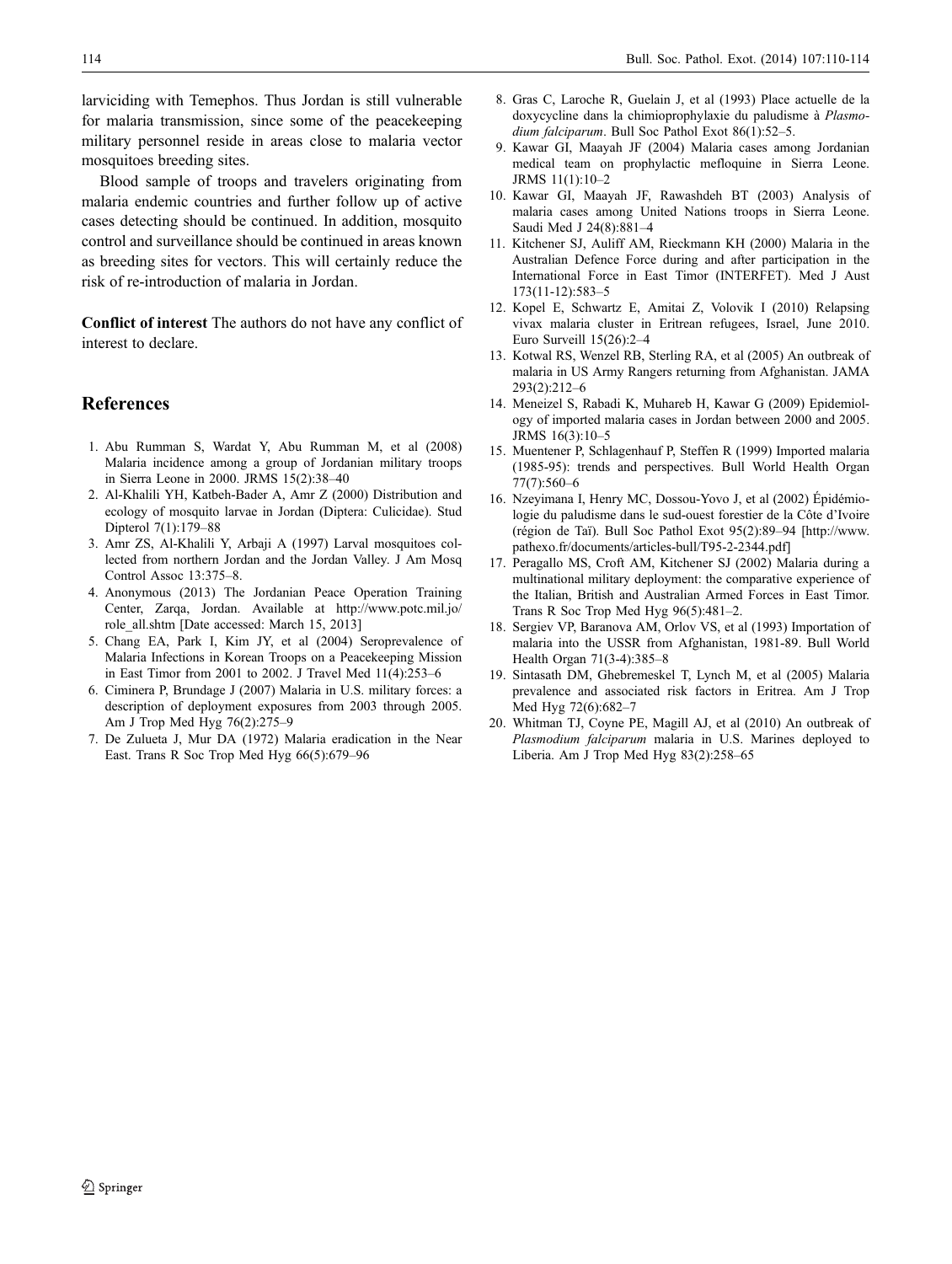larviciding with Temephos. Thus Jordan is still vulnerable for malaria transmission, since some of the peacekeeping military personnel reside in areas close to malaria vector mosquitoes breeding sites.

Blood sample of troops and travelers originating from malaria endemic countries and further follow up of active cases detecting should be continued. In addition, mosquito control and surveillance should be continued in areas known as breeding sites for vectors. This will certainly reduce the risk of re-introduction of malaria in Jordan.

**Conflict of interest** The authors do not have any conflict of interest to declare.

## References

1. Abu Rumman S, Wardat Y, Abu Rumman M, et al (2008) Malaria incidence among a group of Jordanian military troops in Sierra Leone in 2000. JRMS 15(2):38–40
2. Al-Khalili YH, Katbeh-Bader A, Amr Z (2000) Distribution and ecology of mosquito larvae in Jordan (Diptera: Culicidae). Stud Dipterol 7(1):179–88
3. Amr ZS, Al-Khalili Y, Arbaji A (1997) Larval mosquitoes collected from northern Jordan and the Jordan Valley. J Am Mosq Control Assoc 13:375–8.
4. Anonymous (2013) The Jordanian Peace Operation Training Center, Zarqa, Jordan. Available at http://www.potc.mil.jo/role_all.shtm [Date accessed: March 15, 2013]
5. Chang EA, Park I, Kim JY, et al (2004) Seroprevalence of Malaria Infections in Korean Troops on a Peacekeeping Mission in East Timor from 2001 to 2002. J Travel Med 11(4):253–6
6. Ciminera P, Brundage J (2007) Malaria in U.S. military forces: a description of deployment exposures from 2003 through 2005. Am J Trop Med Hyg 76(2):275–9
7. De Zulueta J, Mur DA (1972) Malaria eradication in the Near East. Trans R Soc Trop Med Hyg 66(5):679–96
8. Gras C, Laroche R, Guelain J, et al (1993) Place actuelle de la doxycycline dans la chimioprophylaxie du paludisme à *Plasmodium falciparum*. Bull Soc Pathol Exot 86(1):52–5.
9. Kawar GI, Maayah JF (2004) Malaria cases among Jordanian medical team on prophylactic mefloquine in Sierra Leone. JRMS 11(1):10–2
10. Kawar GI, Maayah JF, Rawashdeh BT (2003) Analysis of malaria cases among United Nations troops in Sierra Leone. Saudi Med J 24(8):881–4
11. Kitchener SJ, Auliff AM, Rieckmann KH (2000) Malaria in the Australian Defence Force during and after participation in the International Force in East Timor (INTERFET). Med J Aust 173(11-12):583–5
12. Kopel E, Schwartz E, Amitai Z, Volovik I (2010) Relapsing vivax malaria cluster in Eritrean refugees, Israel, June 2010. Euro Surveill 15(26):2–4
13. Kotwal RS, Wenzel RB, Sterling RA, et al (2005) An outbreak of malaria in US Army Rangers returning from Afghanistan. JAMA 293(2):212–6
14. Meneizel S, Rabadi K, Muhareb H, Kawar G (2009) Epidemiology of imported malaria cases in Jordan between 2000 and 2005. JRMS 16(3):10–5
15. Muentener P, Schlagenhauf P, Steffen R (1999) Imported malaria (1985-95): trends and perspectives. Bull World Health Organ 77(7):560–6
16. Nzeyimana I, Henry MC, Dossou-Yovo J, et al (2002) Épidémiologie du paludisme dans le sud-ouest forestier de la Côte d'Ivoire (région de Taï). Bull Soc Pathol Exot 95(2):89–94 [http://www.pathexo.fr/documents/articles-bull/T95-2-2344.pdf]
17. Peragallo MS, Croft AM, Kitchener SJ (2002) Malaria during a multinational military deployment: the comparative experience of the Italian, British and Australian Armed Forces in East Timor. Trans R Soc Trop Med Hyg 96(5):481–2.
18. Sergiev VP, Baranova AM, Orlov VS, et al (1993) Importation of malaria into the USSR from Afghanistan, 1981-89. Bull World Health Organ 71(3-4):385–8
19. Sintasath DM, Ghebremeskel T, Lynch M, et al (2005) Malaria prevalence and associated risk factors in Eritrea. Am J Trop Med Hyg 72(6):682–7
20. Whitman TJ, Coyne PE, Magill AJ, et al (2010) An outbreak of *Plasmodium falciparum* malaria in U.S. Marines deployed to Liberia. Am J Trop Med Hyg 83(2):258–65